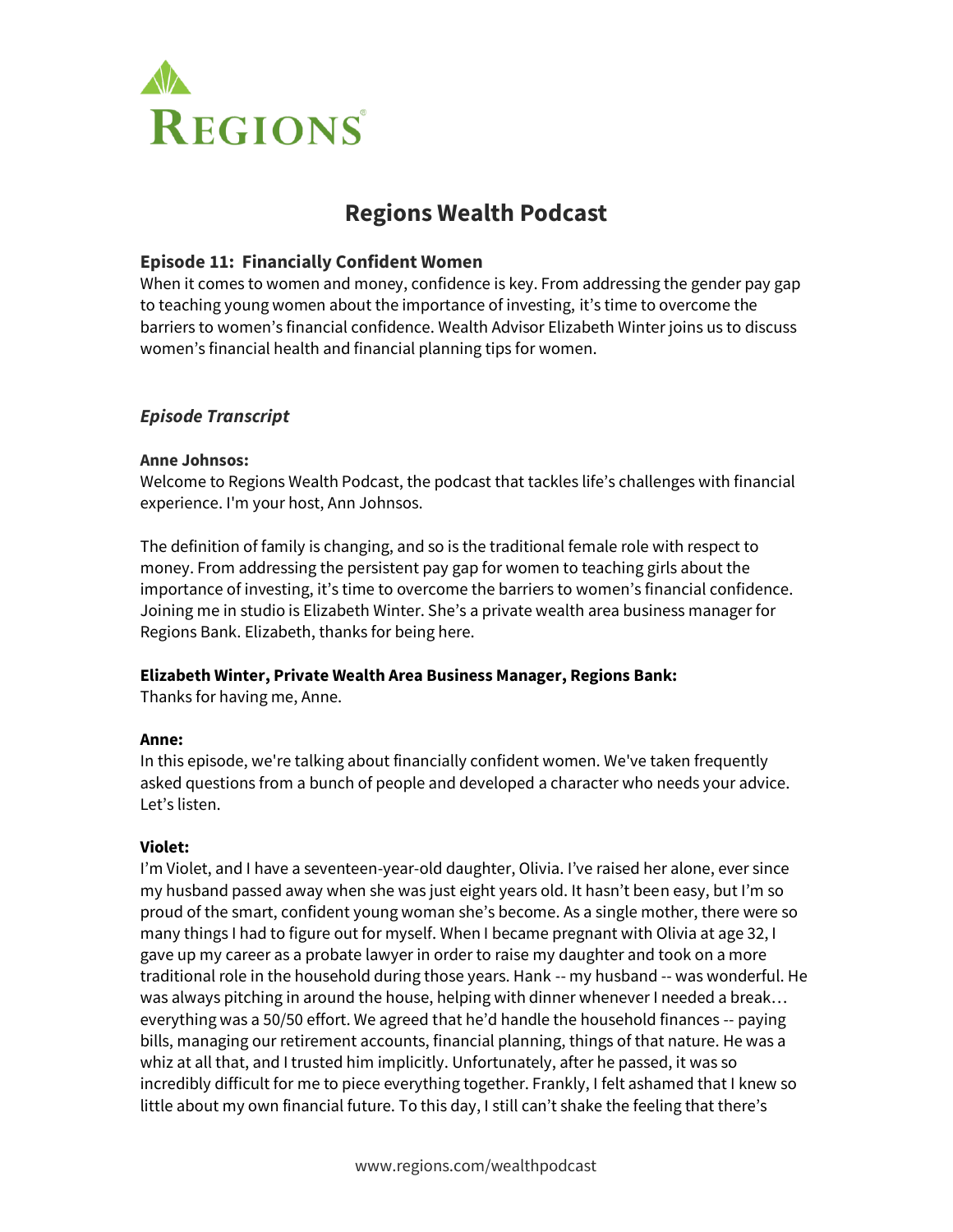REGIONS

# Regions Wealth Podcast

### Episode 11: Financially Confident Women

When it comes to women and money, confidence is key. From addressing the gender pay gap to teaching young women about the importance of investing, it's time to overcome the barriers to women's financial confidence. Wealth Advisor Elizabeth Winter joins us to discuss women's financial health and financial planning tips for women.

### *Episode Transcript*

**Anne Johnsos:**
Welcome to Regions Wealth Podcast, the podcast that tackles life's challenges with financial experience. I'm your host, Ann Johnsos.

The definition of family is changing, and so is the traditional female role with respect to money. From addressing the persistent pay gap for women to teaching girls about the importance of investing, it's time to overcome the barriers to women's financial confidence. Joining me in studio is Elizabeth Winter. She's a private wealth area business manager for Regions Bank. Elizabeth, thanks for being here.

**Elizabeth Winter, Private Wealth Area Business Manager, Regions Bank:**
Thanks for having me, Anne.

**Anne:**
In this episode, we're talking about financially confident women. We've taken frequently asked questions from a bunch of people and developed a character who needs your advice. Let's listen.

**Violet:**
I'm Violet, and I have a seventeen-year-old daughter, Olivia. I've raised her alone, ever since my husband passed away when she was just eight years old. It hasn't been easy, but I'm so proud of the smart, confident young woman she's become. As a single mother, there were so many things I had to figure out for myself. When I became pregnant with Olivia at age 32, I gave up my career as a probate lawyer in order to raise my daughter and took on a more traditional role in the household during those years. Hank -- my husband -- was wonderful. He was always pitching in around the house, helping with dinner whenever I needed a break… everything was a 50/50 effort. We agreed that he'd handle the household finances -- paying bills, managing our retirement accounts, financial planning, things of that nature. He was a whiz at all that, and I trusted him implicitly. Unfortunately, after he passed, it was so incredibly difficult for me to piece everything together. Frankly, I felt ashamed that I knew so little about my own financial future. To this day, I still can't shake the feeling that there's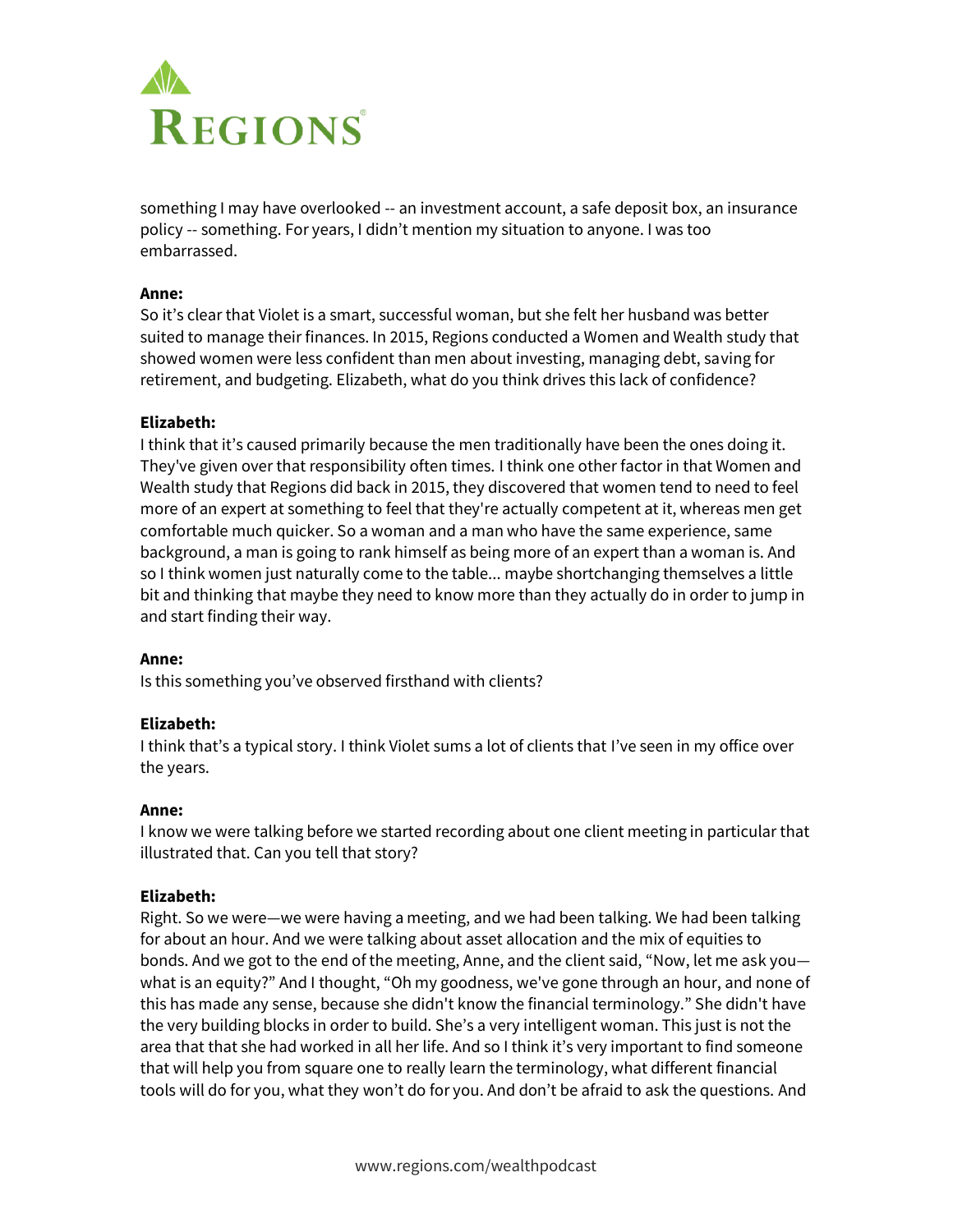something I may have overlooked -- an investment account, a safe deposit box, an insurance policy -- something. For years, I didn't mention my situation to anyone. I was too embarrassed.

**Anne:**
So it's clear that Violet is a smart, successful woman, but she felt her husband was better suited to manage their finances. In 2015, Regions conducted a Women and Wealth study that showed women were less confident than men about investing, managing debt, saving for retirement, and budgeting. Elizabeth, what do you think drives this lack of confidence?

**Elizabeth:**
I think that it's caused primarily because the men traditionally have been the ones doing it. They've given over that responsibility often times. I think one other factor in that Women and Wealth study that Regions did back in 2015, they discovered that women tend to need to feel more of an expert at something to feel that they're actually competent at it, whereas men get comfortable much quicker. So a woman and a man who have the same experience, same background, a man is going to rank himself as being more of an expert than a woman is. And so I think women just naturally come to the table... maybe shortchanging themselves a little bit and thinking that maybe they need to know more than they actually do in order to jump in and start finding their way.

**Anne:**
Is this something you've observed firsthand with clients?

**Elizabeth:**
I think that's a typical story. I think Violet sums a lot of clients that I've seen in my office over the years.

**Anne:**
I know we were talking before we started recording about one client meeting in particular that illustrated that. Can you tell that story?

**Elizabeth:**
Right. So we were—we were having a meeting, and we had been talking. We had been talking for about an hour. And we were talking about asset allocation and the mix of equities to bonds. And we got to the end of the meeting, Anne, and the client said, "Now, let me ask you—what is an equity?" And I thought, "Oh my goodness, we've gone through an hour, and none of this has made any sense, because she didn't know the financial terminology." She didn't have the very building blocks in order to build. She's a very intelligent woman. This just is not the area that that she had worked in all her life. And so I think it's very important to find someone that will help you from square one to really learn the terminology, what different financial tools will do for you, what they won't do for you. And don't be afraid to ask the questions. And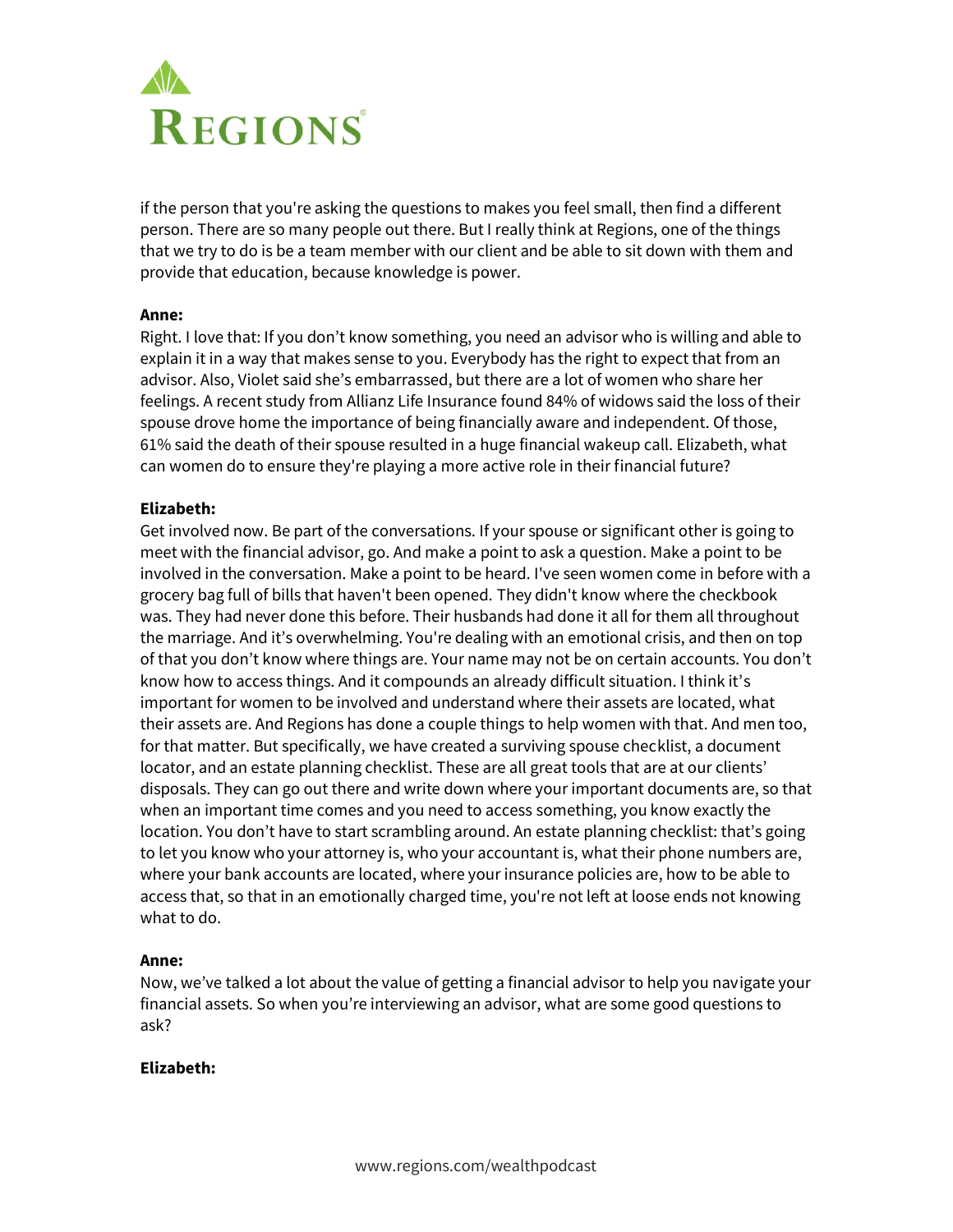if the person that you're asking the questions to makes you feel small, then find a different person. There are so many people out there. But I really think at Regions, one of the things that we try to do is be a team member with our client and be able to sit down with them and provide that education, because knowledge is power.

**Anne:**
Right. I love that: If you don't know something, you need an advisor who is willing and able to explain it in a way that makes sense to you. Everybody has the right to expect that from an advisor. Also, Violet said she's embarrassed, but there are a lot of women who share her feelings. A recent study from Allianz Life Insurance found 84% of widows said the loss of their spouse drove home the importance of being financially aware and independent. Of those, 61% said the death of their spouse resulted in a huge financial wakeup call. Elizabeth, what can women do to ensure they're playing a more active role in their financial future?

**Elizabeth:**
Get involved now. Be part of the conversations. If your spouse or significant other is going to meet with the financial advisor, go. And make a point to ask a question. Make a point to be involved in the conversation. Make a point to be heard. I've seen women come in before with a grocery bag full of bills that haven't been opened. They didn't know where the checkbook was. They had never done this before. Their husbands had done it all for them all throughout the marriage. And it's overwhelming. You're dealing with an emotional crisis, and then on top of that you don't know where things are. Your name may not be on certain accounts. You don't know how to access things. And it compounds an already difficult situation. I think it's important for women to be involved and understand where their assets are located, what their assets are. And Regions has done a couple things to help women with that. And men too, for that matter. But specifically, we have created a surviving spouse checklist, a document locator, and an estate planning checklist. These are all great tools that are at our clients' disposals. They can go out there and write down where your important documents are, so that when an important time comes and you need to access something, you know exactly the location. You don't have to start scrambling around. An estate planning checklist: that's going to let you know who your attorney is, who your accountant is, what their phone numbers are, where your bank accounts are located, where your insurance policies are, how to be able to access that, so that in an emotionally charged time, you're not left at loose ends not knowing what to do.

**Anne:**
Now, we've talked a lot about the value of getting a financial advisor to help you navigate your financial assets. So when you're interviewing an advisor, what are some good questions to ask?

**Elizabeth:**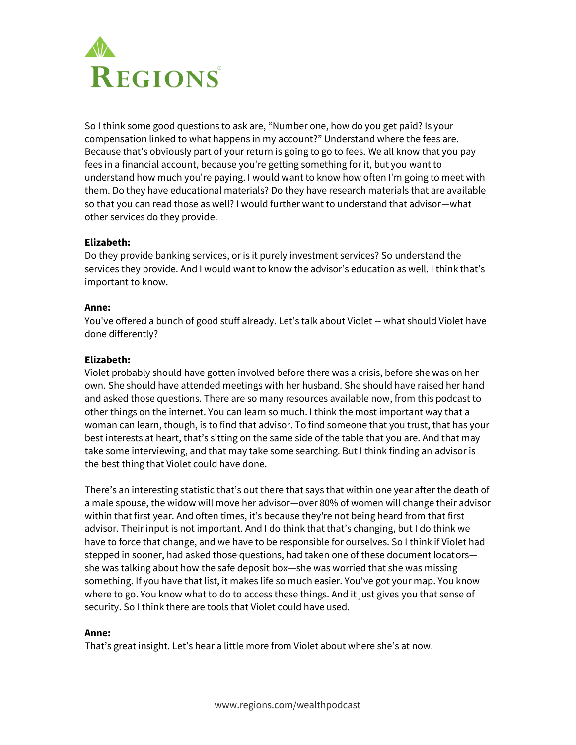So I think some good questions to ask are, "Number one, how do you get paid? Is your compensation linked to what happens in my account?" Understand where the fees are. Because that's obviously part of your return is going to go to fees. We all know that you pay fees in a financial account, because you're getting something for it, but you want to understand how much you're paying. I would want to know how often I'm going to meet with them. Do they have educational materials? Do they have research materials that are available so that you can read those as well? I would further want to understand that advisor—what other services do they provide.

**Elizabeth:**
Do they provide banking services, or is it purely investment services? So understand the services they provide. And I would want to know the advisor's education as well. I think that's important to know.

**Anne:**
You've offered a bunch of good stuff already. Let's talk about Violet -- what should Violet have done differently?

**Elizabeth:**
Violet probably should have gotten involved before there was a crisis, before she was on her own. She should have attended meetings with her husband. She should have raised her hand and asked those questions. There are so many resources available now, from this podcast to other things on the internet. You can learn so much. I think the most important way that a woman can learn, though, is to find that advisor. To find someone that you trust, that has your best interests at heart, that's sitting on the same side of the table that you are. And that may take some interviewing, and that may take some searching. But I think finding an advisor is the best thing that Violet could have done.

There's an interesting statistic that's out there that says that within one year after the death of a male spouse, the widow will move her advisor—over 80% of women will change their advisor within that first year. And often times, it's because they're not being heard from that first advisor. Their input is not important. And I do think that that's changing, but I do think we have to force that change, and we have to be responsible for ourselves. So I think if Violet had stepped in sooner, had asked those questions, had taken one of these document locators—she was talking about how the safe deposit box—she was worried that she was missing something. If you have that list, it makes life so much easier. You've got your map. You know where to go. You know what to do to access these things. And it just gives you that sense of security. So I think there are tools that Violet could have used.

**Anne:**
That's great insight. Let's hear a little more from Violet about where she's at now.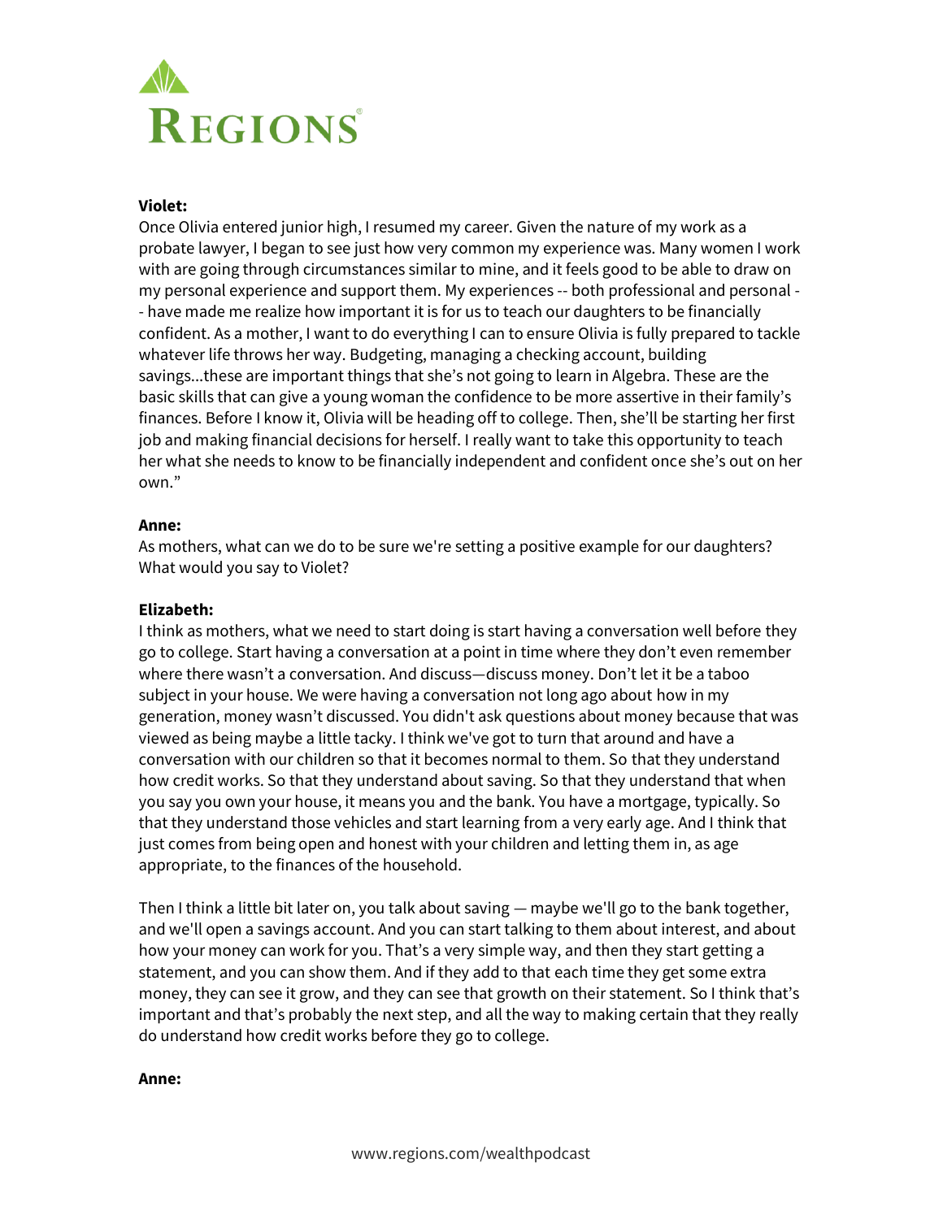**Violet:**
Once Olivia entered junior high, I resumed my career. Given the nature of my work as a probate lawyer, I began to see just how very common my experience was. Many women I work with are going through circumstances similar to mine, and it feels good to be able to draw on my personal experience and support them. My experiences -- both professional and personal -- have made me realize how important it is for us to teach our daughters to be financially confident. As a mother, I want to do everything I can to ensure Olivia is fully prepared to tackle whatever life throws her way. Budgeting, managing a checking account, building savings...these are important things that she's not going to learn in Algebra. These are the basic skills that can give a young woman the confidence to be more assertive in their family's finances. Before I know it, Olivia will be heading off to college. Then, she'll be starting her first job and making financial decisions for herself. I really want to take this opportunity to teach her what she needs to know to be financially independent and confident once she's out on her own."

**Anne:**
As mothers, what can we do to be sure we're setting a positive example for our daughters? What would you say to Violet?

**Elizabeth:**
I think as mothers, what we need to start doing is start having a conversation well before they go to college. Start having a conversation at a point in time where they don't even remember where there wasn't a conversation. And discuss—discuss money. Don't let it be a taboo subject in your house. We were having a conversation not long ago about how in my generation, money wasn't discussed. You didn't ask questions about money because that was viewed as being maybe a little tacky. I think we've got to turn that around and have a conversation with our children so that it becomes normal to them. So that they understand how credit works. So that they understand about saving. So that they understand that when you say you own your house, it means you and the bank. You have a mortgage, typically. So that they understand those vehicles and start learning from a very early age. And I think that just comes from being open and honest with your children and letting them in, as age appropriate, to the finances of the household.

Then I think a little bit later on, you talk about saving — maybe we'll go to the bank together, and we'll open a savings account. And you can start talking to them about interest, and about how your money can work for you. That's a very simple way, and then they start getting a statement, and you can show them. And if they add to that each time they get some extra money, they can see it grow, and they can see that growth on their statement. So I think that's important and that's probably the next step, and all the way to making certain that they really do understand how credit works before they go to college.

**Anne:**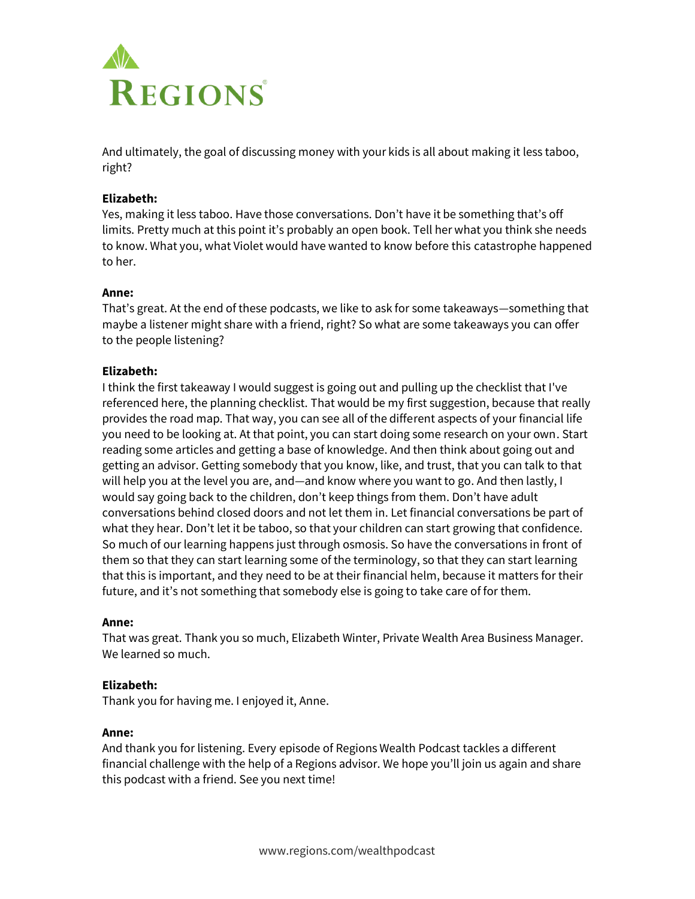And ultimately, the goal of discussing money with your kids is all about making it less taboo, right?

**Elizabeth:**
Yes, making it less taboo. Have those conversations. Don't have it be something that's off limits. Pretty much at this point it's probably an open book. Tell her what you think she needs to know. What you, what Violet would have wanted to know before this catastrophe happened to her.

**Anne:**
That's great. At the end of these podcasts, we like to ask for some takeaways—something that maybe a listener might share with a friend, right? So what are some takeaways you can offer to the people listening?

**Elizabeth:**
I think the first takeaway I would suggest is going out and pulling up the checklist that I've referenced here, the planning checklist. That would be my first suggestion, because that really provides the road map. That way, you can see all of the different aspects of your financial life you need to be looking at. At that point, you can start doing some research on your own. Start reading some articles and getting a base of knowledge. And then think about going out and getting an advisor. Getting somebody that you know, like, and trust, that you can talk to that will help you at the level you are, and—and know where you want to go. And then lastly, I would say going back to the children, don't keep things from them. Don't have adult conversations behind closed doors and not let them in. Let financial conversations be part of what they hear. Don't let it be taboo, so that your children can start growing that confidence. So much of our learning happens just through osmosis. So have the conversations in front of them so that they can start learning some of the terminology, so that they can start learning that this is important, and they need to be at their financial helm, because it matters for their future, and it's not something that somebody else is going to take care of for them.

**Anne:**
That was great. Thank you so much, Elizabeth Winter, Private Wealth Area Business Manager. We learned so much.

**Elizabeth:**
Thank you for having me. I enjoyed it, Anne.

**Anne:**
And thank you for listening. Every episode of Regions Wealth Podcast tackles a different financial challenge with the help of a Regions advisor. We hope you'll join us again and share this podcast with a friend. See you next time!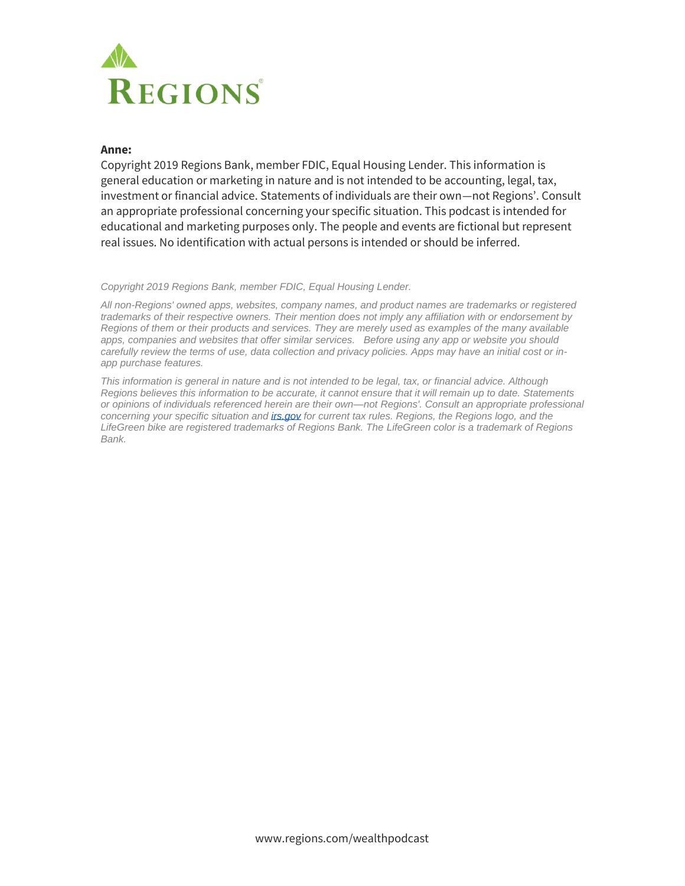**Anne:**
Copyright 2019 Regions Bank, member FDIC, Equal Housing Lender. This information is general education or marketing in nature and is not intended to be accounting, legal, tax, investment or financial advice. Statements of individuals are their own—not Regions'. Consult an appropriate professional concerning your specific situation. This podcast is intended for educational and marketing purposes only. The people and events are fictional but represent real issues. No identification with actual persons is intended or should be inferred.

*Copyright 2019 Regions Bank, member FDIC, Equal Housing Lender.*

*All non-Regions' owned apps, websites, company names, and product names are trademarks or registered trademarks of their respective owners. Their mention does not imply any affiliation with or endorsement by Regions of them or their products and services. They are merely used as examples of the many available apps, companies and websites that offer similar services. Before using any app or website you should carefully review the terms of use, data collection and privacy policies. Apps may have an initial cost or in-app purchase features.*

*This information is general in nature and is not intended to be legal, tax, or financial advice. Although Regions believes this information to be accurate, it cannot ensure that it will remain up to date. Statements or opinions of individuals referenced herein are their own—not Regions'. Consult an appropriate professional concerning your specific situation and [irs.gov](https://www.irs.gov) for current tax rules. Regions, the Regions logo, and the LifeGreen bike are registered trademarks of Regions Bank. The LifeGreen color is a trademark of Regions Bank.*